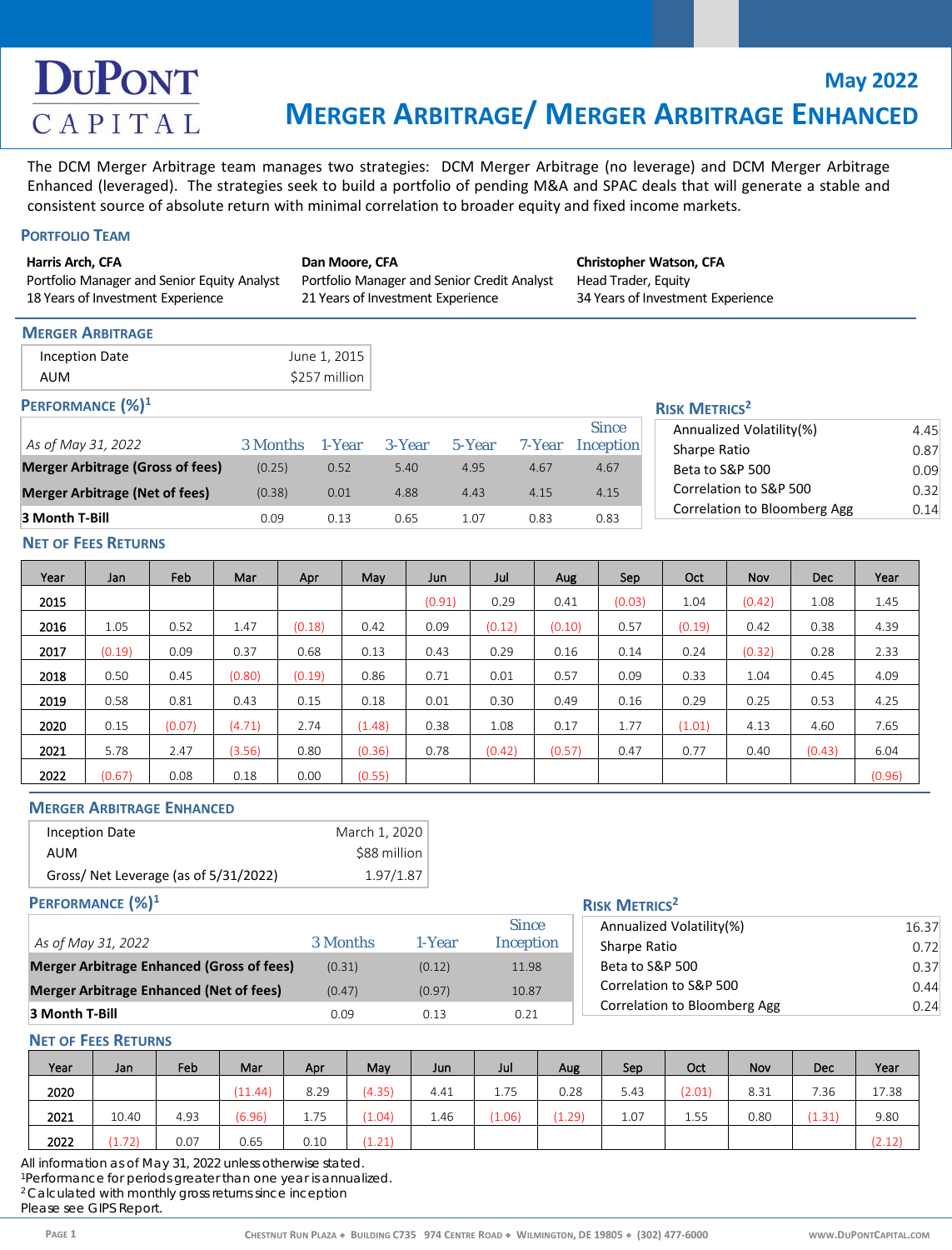# DuPont Capital

## May 2022

# Merger Arbitrage/ Merger Arbitrage Enhanced

The DCM Merger Arbitrage team manages two strategies: DCM Merger Arbitrage (no leverage) and DCM Merger Arbitrage Enhanced (leveraged). The strategies seek to build a portfolio of pending M&A and SPAC deals that will generate a stable and consistent source of absolute return with minimal correlation to broader equity and fixed income markets.

## Portfolio Team

**Harris Arch, CFA**
Portfolio Manager and Senior Equity Analyst
18 Years of Investment Experience

**Dan Moore, CFA**
Portfolio Manager and Senior Credit Analyst
21 Years of Investment Experience

**Christopher Watson, CFA**
Head Trader, Equity
34 Years of Investment Experience

## Merger Arbitrage

| | |
|---|---|
| Inception Date | June 1, 2015 |
| AUM | $257 million |

### Performance (%)[1]

| *As of May 31, 2022* | 3 Months | 1-Year | 3-Year | 5-Year | 7-Year | Since Inception |
|---|---|---|---|---|---|---|
| **Merger Arbitrage (Gross of fees)** | (0.25) | 0.52 | 5.40 | 4.95 | 4.67 | 4.67 |
| **Merger Arbitrage (Net of fees)** | (0.38) | 0.01 | 4.88 | 4.43 | 4.15 | 4.15 |
| **3 Month T-Bill** | 0.09 | 0.13 | 0.65 | 1.07 | 0.83 | 0.83 |

### Risk Metrics[2]

| | |
|---|---|
| Annualized Volatility(%) | 4.45 |
| Sharpe Ratio | 0.87 |
| Beta to S&P 500 | 0.09 |
| Correlation to S&P 500 | 0.32 |
| Correlation to Bloomberg Agg | 0.14 |

### Net of Fees Returns

| Year | Jan | Feb | Mar | Apr | May | Jun | Jul | Aug | Sep | Oct | Nov | Dec | Year |
|---|---|---|---|---|---|---|---|---|---|---|---|---|---|
| 2015 | | | | | | (0.91) | 0.29 | 0.41 | (0.03) | 1.04 | (0.42) | 1.08 | 1.45 |
| 2016 | 1.05 | 0.52 | 1.47 | (0.18) | 0.42 | 0.09 | (0.12) | (0.10) | 0.57 | (0.19) | 0.42 | 0.38 | 4.39 |
| 2017 | (0.19) | 0.09 | 0.37 | 0.68 | 0.13 | 0.43 | 0.29 | 0.16 | 0.14 | 0.24 | (0.32) | 0.28 | 2.33 |
| 2018 | 0.50 | 0.45 | (0.80) | (0.19) | 0.86 | 0.71 | 0.01 | 0.57 | 0.09 | 0.33 | 1.04 | 0.45 | 4.09 |
| 2019 | 0.58 | 0.81 | 0.43 | 0.15 | 0.18 | 0.01 | 0.30 | 0.49 | 0.16 | 0.29 | 0.25 | 0.53 | 4.25 |
| 2020 | 0.15 | (0.07) | (4.71) | 2.74 | (1.48) | 0.38 | 1.08 | 0.17 | 1.77 | (1.01) | 4.13 | 4.60 | 7.65 |
| 2021 | 5.78 | 2.47 | (3.56) | 0.80 | (0.36) | 0.78 | (0.42) | (0.57) | 0.47 | 0.77 | 0.40 | (0.43) | 6.04 |
| 2022 | (0.67) | 0.08 | 0.18 | 0.00 | (0.55) | | | | | | | | (0.96) |

## Merger Arbitrage Enhanced

| | |
|---|---|
| Inception Date | March 1, 2020 |
| AUM | $88 million |
| Gross/ Net Leverage (as of 5/31/2022) | 1.97/1.87 |

### Performance (%)[1]

| *As of May 31, 2022* | 3 Months | 1-Year | Since Inception |
|---|---|---|---|
| **Merger Arbitrage Enhanced (Gross of fees)** | (0.31) | (0.12) | 11.98 |
| **Merger Arbitrage Enhanced (Net of fees)** | (0.47) | (0.97) | 10.87 |
| **3 Month T-Bill** | 0.09 | 0.13 | 0.21 |

### Risk Metrics[2]

| | |
|---|---|
| Annualized Volatility(%) | 16.37 |
| Sharpe Ratio | 0.72 |
| Beta to S&P 500 | 0.37 |
| Correlation to S&P 500 | 0.44 |
| Correlation to Bloomberg Agg | 0.24 |

### Net of Fees Returns

| Year | Jan | Feb | Mar | Apr | May | Jun | Jul | Aug | Sep | Oct | Nov | Dec | Year |
|---|---|---|---|---|---|---|---|---|---|---|---|---|---|
| 2020 | | | (11.44) | 8.29 | (4.35) | 4.41 | 1.75 | 0.28 | 5.43 | (2.01) | 8.31 | 7.36 | 17.38 |
| 2021 | 10.40 | 4.93 | (6.96) | 1.75 | (1.04) | 1.46 | (1.06) | (1.29) | 1.07 | 1.55 | 0.80 | (1.31) | 9.80 |
| 2022 | (1.72) | 0.07 | 0.65 | 0.10 | (1.21) | | | | | | | | (2.12) |

All information as of May 31, 2022 unless otherwise stated.
[1]Performance for periods greater than one year is annualized.
[2]Calculated with monthly gross returns since inception
Please see GIPS Report.

Chestnut Run Plaza ♦ Building C735 974 Centre Road ♦ Wilmington, DE 19805 ♦ (302) 477-6000 www.DuPontCapital.com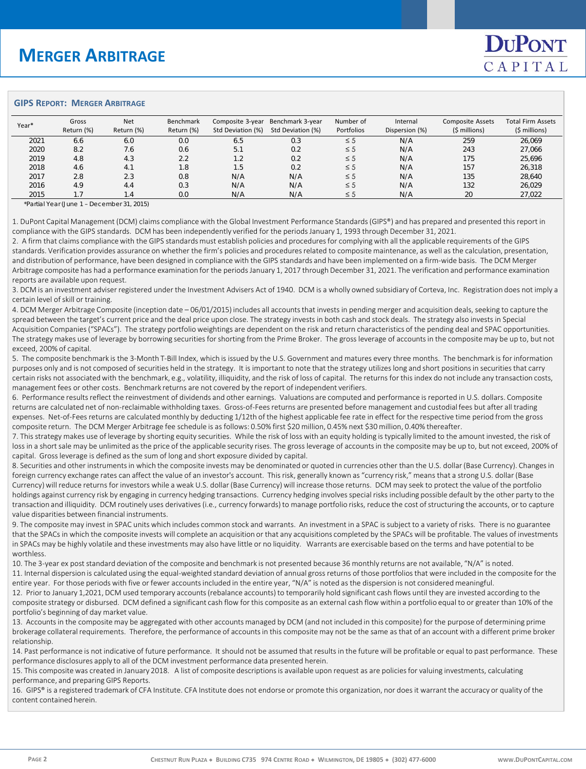# MERGER ARBITRAGE

DUPONT CAPITAL

## GIPS REPORT: MERGER ARBITRAGE

| Year* | Gross Return (%) | Net Return (%) | Benchmark Return (%) | Composite 3-year Std Deviation (%) | Benchmark 3-year Std Deviation (%) | Number of Portfolios | Internal Dispersion (%) | Composite Assets ($ millions) | Total Firm Assets ($ millions) |
|---|---|---|---|---|---|---|---|---|---|
| 2021 | 6.6 | 6.0 | 0.0 | 6.5 | 0.3 | ≤ 5 | N/A | 259 | 26,069 |
| 2020 | 8.2 | 7.6 | 0.6 | 5.1 | 0.2 | ≤ 5 | N/A | 243 | 27,066 |
| 2019 | 4.8 | 4.3 | 2.2 | 1.2 | 0.2 | ≤ 5 | N/A | 175 | 25,696 |
| 2018 | 4.6 | 4.1 | 1.8 | 1.5 | 0.2 | ≤ 5 | N/A | 157 | 26,318 |
| 2017 | 2.8 | 2.3 | 0.8 | N/A | N/A | ≤ 5 | N/A | 135 | 28,640 |
| 2016 | 4.9 | 4.4 | 0.3 | N/A | N/A | ≤ 5 | N/A | 132 | 26,029 |
| 2015 | 1.7 | 1.4 | 0.0 | N/A | N/A | ≤ 5 | N/A | 20 | 27,022 |

*Partial Year (June 1 – December 31, 2015)

1. DuPont Capital Management (DCM) claims compliance with the Global Investment Performance Standards (GIPS®) and has prepared and presented this report in compliance with the GIPS standards. DCM has been independently verified for the periods January 1, 1993 through December 31, 2021.
2. A firm that claims compliance with the GIPS standards must establish policies and procedures for complying with all the applicable requirements of the GIPS standards. Verification provides assurance on whether the firm's policies and procedures related to composite maintenance, as well as the calculation, presentation, and distribution of performance, have been designed in compliance with the GIPS standards and have been implemented on a firm-wide basis. The DCM Merger Arbitrage composite has had a performance examination for the periods January 1, 2017 through December 31, 2021. The verification and performance examination reports are available upon request.
3. DCM is an investment adviser registered under the Investment Advisers Act of 1940. DCM is a wholly owned subsidiary of Corteva, Inc. Registration does not imply a certain level of skill or training.
4. DCM Merger Arbitrage Composite (inception date – 06/01/2015) includes all accounts that invests in pending merger and acquisition deals, seeking to capture the spread between the target's current price and the deal price upon close. The strategy invests in both cash and stock deals. The strategy also invests in Special Acquisition Companies ("SPACs"). The strategy portfolio weightings are dependent on the risk and return characteristics of the pending deal and SPAC opportunities. The strategy makes use of leverage by borrowing securities for shorting from the Prime Broker. The gross leverage of accounts in the composite may be up to, but not exceed, 200% of capital.
5. The composite benchmark is the 3-Month T-Bill Index, which is issued by the U.S. Government and matures every three months. The benchmark is for information purposes only and is not composed of securities held in the strategy. It is important to note that the strategy utilizes long and short positions in securities that carry certain risks not associated with the benchmark, e.g., volatility, illiquidity, and the risk of loss of capital. The returns for this index do not include any transaction costs, management fees or other costs. Benchmark returns are not covered by the report of independent verifiers.
6. Performance results reflect the reinvestment of dividends and other earnings. Valuations are computed and performance is reported in U.S. dollars. Composite returns are calculated net of non-reclaimable withholding taxes. Gross-of-Fees returns are presented before management and custodial fees but after all trading expenses. Net-of-Fees returns are calculated monthly by deducting 1/12th of the highest applicable fee rate in effect for the respective time period from the gross composite return. The DCM Merger Arbitrage fee schedule is as follows: 0.50% first $20 million, 0.45% next $30 million, 0.40% thereafter.
7. This strategy makes use of leverage by shorting equity securities. While the risk of loss with an equity holding is typically limited to the amount invested, the risk of loss in a short sale may be unlimited as the price of the applicable security rises. The gross leverage of accounts in the composite may be up to, but not exceed, 200% of capital. Gross leverage is defined as the sum of long and short exposure divided by capital.
8. Securities and other instruments in which the composite invests may be denominated or quoted in currencies other than the U.S. dollar (Base Currency). Changes in foreign currency exchange rates can affect the value of an investor's account. This risk, generally known as "currency risk," means that a strong U.S. dollar (Base Currency) will reduce returns for investors while a weak U.S. dollar (Base Currency) will increase those returns. DCM may seek to protect the value of the portfolio holdings against currency risk by engaging in currency hedging transactions. Currency hedging involves special risks including possible default by the other party to the transaction and illiquidity. DCM routinely uses derivatives (i.e., currency forwards) to manage portfolio risks, reduce the cost of structuring the accounts, or to capture value disparities between financial instruments.
9. The composite may invest in SPAC units which includes common stock and warrants. An investment in a SPAC is subject to a variety of risks. There is no guarantee that the SPACs in which the composite invests will complete an acquisition or that any acquisitions completed by the SPACs will be profitable. The values of investments in SPACs may be highly volatile and these investments may also have little or no liquidity. Warrants are exercisable based on the terms and have potential to be worthless.
10. The 3-year ex post standard deviation of the composite and benchmark is not presented because 36 monthly returns are not available, "N/A" is noted.
11. Internal dispersion is calculated using the equal-weighted standard deviation of annual gross returns of those portfolios that were included in the composite for the entire year. For those periods with five or fewer accounts included in the entire year, "N/A" is noted as the dispersion is not considered meaningful.
12. Prior to January 1,2021, DCM used temporary accounts (rebalance accounts) to temporarily hold significant cash flows until they are invested according to the composite strategy or disbursed. DCM defined a significant cash flow for this composite as an external cash flow within a portfolio equal to or greater than 10% of the portfolio's beginning of day market value.
13. Accounts in the composite may be aggregated with other accounts managed by DCM (and not included in this composite) for the purpose of determining prime brokerage collateral requirements. Therefore, the performance of accounts in this composite may not be the same as that of an account with a different prime broker relationship.
14. Past performance is not indicative of future performance. It should not be assumed that results in the future will be profitable or equal to past performance. These performance disclosures apply to all of the DCM investment performance data presented herein.
15. This composite was created in January 2018. A list of composite descriptions is available upon request as are policies for valuing investments, calculating performance, and preparing GIPS Reports.
16. GIPS® is a registered trademark of CFA Institute. CFA Institute does not endorse or promote this organization, nor does it warrant the accuracy or quality of the content contained herein.

CHESTNUT RUN PLAZA ◆ BUILDING C735 974 CENTRE ROAD ◆ WILMINGTON, DE 19805 ◆ (302) 477-6000 WWW.DUPONTCAPITAL.COM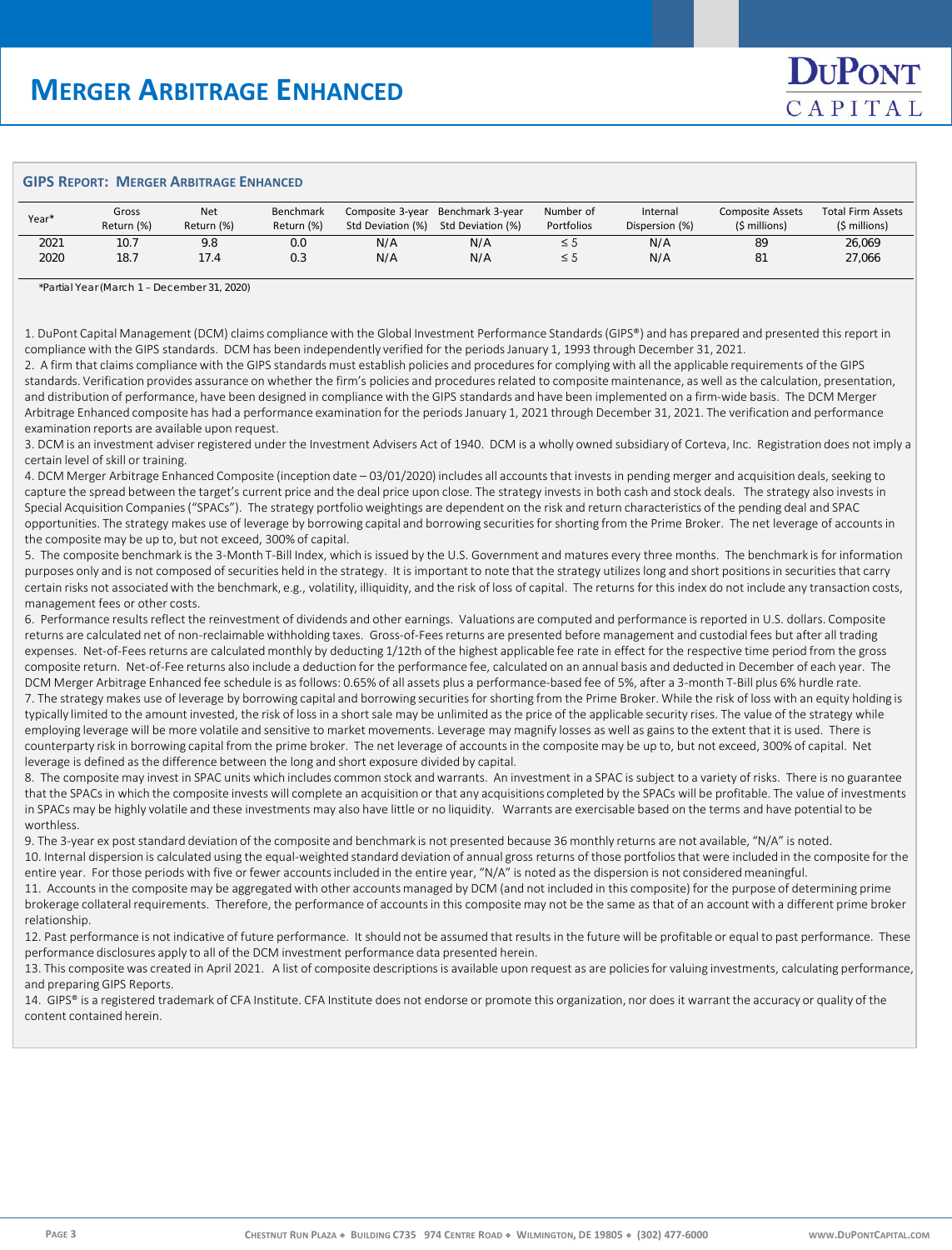# MERGER ARBITRAGE ENHANCED

## GIPS REPORT: MERGER ARBITRAGE ENHANCED

| Year* | Gross Return (%) | Net Return (%) | Benchmark Return (%) | Composite 3-year Std Deviation (%) | Benchmark 3-year Std Deviation (%) | Number of Portfolios | Internal Dispersion (%) | Composite Assets ($ millions) | Total Firm Assets ($ millions) |
|---|---|---|---|---|---|---|---|---|---|
| 2021 | 10.7 | 9.8 | 0.0 | N/A | N/A | ≤ 5 | N/A | 89 | 26,069 |
| 2020 | 18.7 | 17.4 | 0.3 | N/A | N/A | ≤ 5 | N/A | 81 | 27,066 |

*Partial Year (March 1 – December 31, 2020)

1. DuPont Capital Management (DCM) claims compliance with the Global Investment Performance Standards (GIPS®) and has prepared and presented this report in compliance with the GIPS standards. DCM has been independently verified for the periods January 1, 1993 through December 31, 2021.
2. A firm that claims compliance with the GIPS standards must establish policies and procedures for complying with all the applicable requirements of the GIPS standards. Verification provides assurance on whether the firm's policies and procedures related to composite maintenance, as well as the calculation, presentation, and distribution of performance, have been designed in compliance with the GIPS standards and have been implemented on a firm-wide basis. The DCM Merger Arbitrage Enhanced composite has had a performance examination for the periods January 1, 2021 through December 31, 2021. The verification and performance examination reports are available upon request.
3. DCM is an investment adviser registered under the Investment Advisers Act of 1940. DCM is a wholly owned subsidiary of Corteva, Inc. Registration does not imply a certain level of skill or training.
4. DCM Merger Arbitrage Enhanced Composite (inception date – 03/01/2020) includes all accounts that invests in pending merger and acquisition deals, seeking to capture the spread between the target's current price and the deal price upon close. The strategy invests in both cash and stock deals. The strategy also invests in Special Acquisition Companies ("SPACs"). The strategy portfolio weightings are dependent on the risk and return characteristics of the pending deal and SPAC opportunities. The strategy makes use of leverage by borrowing capital and borrowing securities for shorting from the Prime Broker. The net leverage of accounts in the composite may be up to, but not exceed, 300% of capital.
5. The composite benchmark is the 3-Month T-Bill Index, which is issued by the U.S. Government and matures every three months. The benchmark is for information purposes only and is not composed of securities held in the strategy. It is important to note that the strategy utilizes long and short positions in securities that carry certain risks not associated with the benchmark, e.g., volatility, illiquidity, and the risk of loss of capital. The returns for this index do not include any transaction costs, management fees or other costs.
6. Performance results reflect the reinvestment of dividends and other earnings. Valuations are computed and performance is reported in U.S. dollars. Composite returns are calculated net of non-reclaimable withholding taxes. Gross-of-Fees returns are presented before management and custodial fees but after all trading expenses. Net-of-Fees returns are calculated monthly by deducting 1/12th of the highest applicable fee rate in effect for the respective time period from the gross composite return. Net-of-Fee returns also include a deduction for the performance fee, calculated on an annual basis and deducted in December of each year. The DCM Merger Arbitrage Enhanced fee schedule is as follows: 0.65% of all assets plus a performance-based fee of 5%, after a 3-month T-Bill plus 6% hurdle rate.
7. The strategy makes use of leverage by borrowing capital and borrowing securities for shorting from the Prime Broker. While the risk of loss with an equity holding is typically limited to the amount invested, the risk of loss in a short sale may be unlimited as the price of the applicable security rises. The value of the strategy while employing leverage will be more volatile and sensitive to market movements. Leverage may magnify losses as well as gains to the extent that it is used. There is counterparty risk in borrowing capital from the prime broker. The net leverage of accounts in the composite may be up to, but not exceed, 300% of capital. Net leverage is defined as the difference between the long and short exposure divided by capital.
8. The composite may invest in SPAC units which includes common stock and warrants. An investment in a SPAC is subject to a variety of risks. There is no guarantee that the SPACs in which the composite invests will complete an acquisition or that any acquisitions completed by the SPACs will be profitable. The value of investments in SPACs may be highly volatile and these investments may also have little or no liquidity. Warrants are exercisable based on the terms and have potential to be worthless.
9. The 3-year ex post standard deviation of the composite and benchmark is not presented because 36 monthly returns are not available, "N/A" is noted.
10. Internal dispersion is calculated using the equal-weighted standard deviation of annual gross returns of those portfolios that were included in the composite for the entire year. For those periods with five or fewer accounts included in the entire year, "N/A" is noted as the dispersion is not considered meaningful.
11. Accounts in the composite may be aggregated with other accounts managed by DCM (and not included in this composite) for the purpose of determining prime brokerage collateral requirements. Therefore, the performance of accounts in this composite may not be the same as that of an account with a different prime broker relationship.
12. Past performance is not indicative of future performance. It should not be assumed that results in the future will be profitable or equal to past performance. These performance disclosures apply to all of the DCM investment performance data presented herein.
13. This composite was created in April 2021. A list of composite descriptions is available upon request as are policies for valuing investments, calculating performance, and preparing GIPS Reports.
14. GIPS® is a registered trademark of CFA Institute. CFA Institute does not endorse or promote this organization, nor does it warrant the accuracy or quality of the content contained herein.